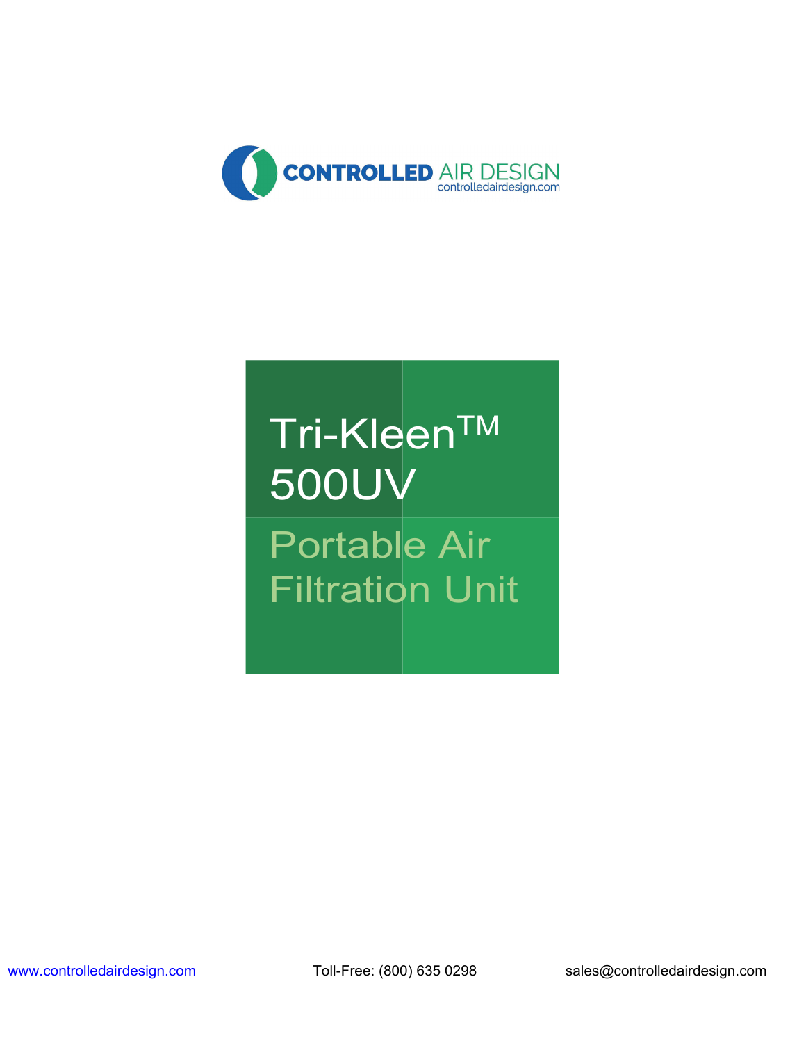CONTROLLED AIR DESIGN
controlledairdesign.com

# Tri-Kleen™ 500UV

## Portable Air Filtration Unit

www.controlledairdesign.com Toll-Free: (800) 635 0298 sales@controlledairdesign.com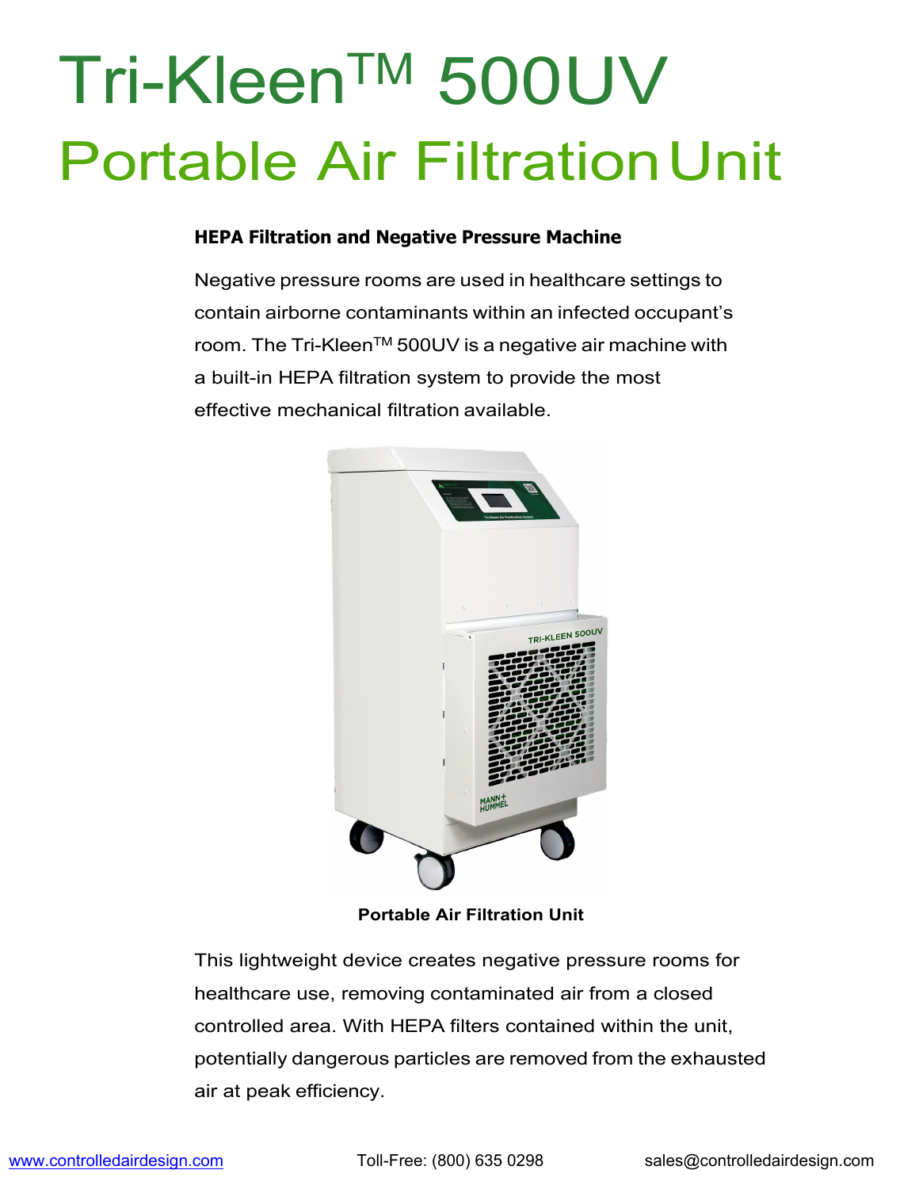# Tri-Kleen™ 500UV
## Portable Air Filtration Unit

**HEPA Filtration and Negative Pressure Machine**

Negative pressure rooms are used in healthcare settings to contain airborne contaminants within an infected occupant's room. The Tri-Kleen™ 500UV is a negative air machine with a built-in HEPA filtration system to provide the most effective mechanical filtration available.

**Portable Air Filtration Unit**

This lightweight device creates negative pressure rooms for healthcare use, removing contaminated air from a closed controlled area. With HEPA filters contained within the unit, potentially dangerous particles are removed from the exhausted air at peak efficiency.

www.controlledairdesign.com Toll-Free: (800) 635 0298 sales@controlledairdesign.com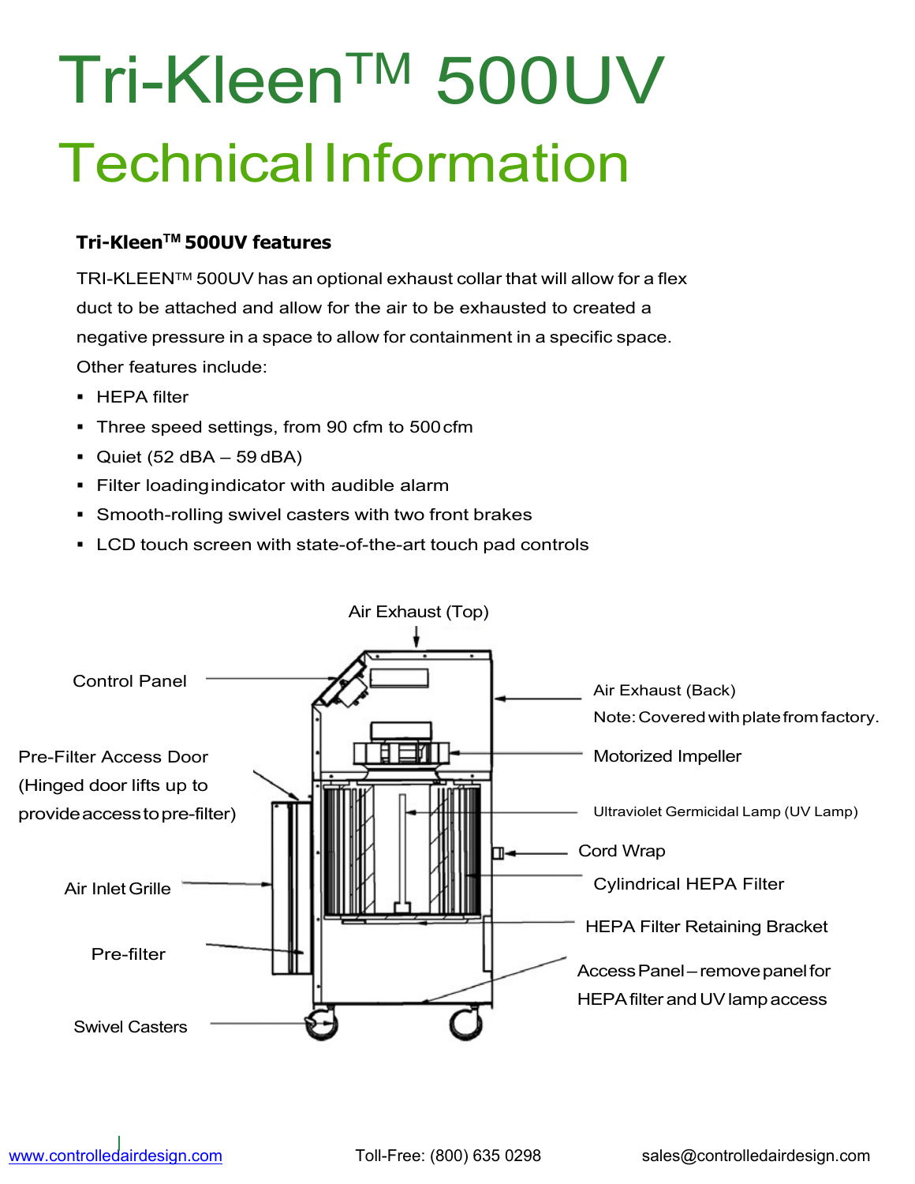# Tri-Kleen™ 500UV

# Technical Information

### Tri-Kleen™ 500UV features

TRI-KLEEN™ 500UV has an optional exhaust collar that will allow for a flex duct to be attached and allow for the air to be exhausted to created a negative pressure in a space to allow for containment in a specific space.

Other features include:

- HEPA filter
- Three speed settings, from 90 cfm to 500 cfm
- Quiet (52 dBA – 59 dBA)
- Filter loading indicator with audible alarm
- Smooth-rolling swivel casters with two front brakes
- LCD touch screen with state-of-the-art touch pad controls

Air Exhaust (Top)

Control Panel

Air Exhaust (Back)
Note: Covered with plate from factory.

Pre-Filter Access Door (Hinged door lifts up to provide access to pre-filter)

Motorized Impeller

Ultraviolet Germicidal Lamp (UV Lamp)

Cord Wrap

Air Inlet Grille

Cylindrical HEPA Filter

HEPA Filter Retaining Bracket

Pre-filter

Access Panel – remove panel for HEPA filter and UV lamp access

Swivel Casters

www.controlledairdesign.com | Toll-Free: (800) 635 0298 | sales@controlledairdesign.com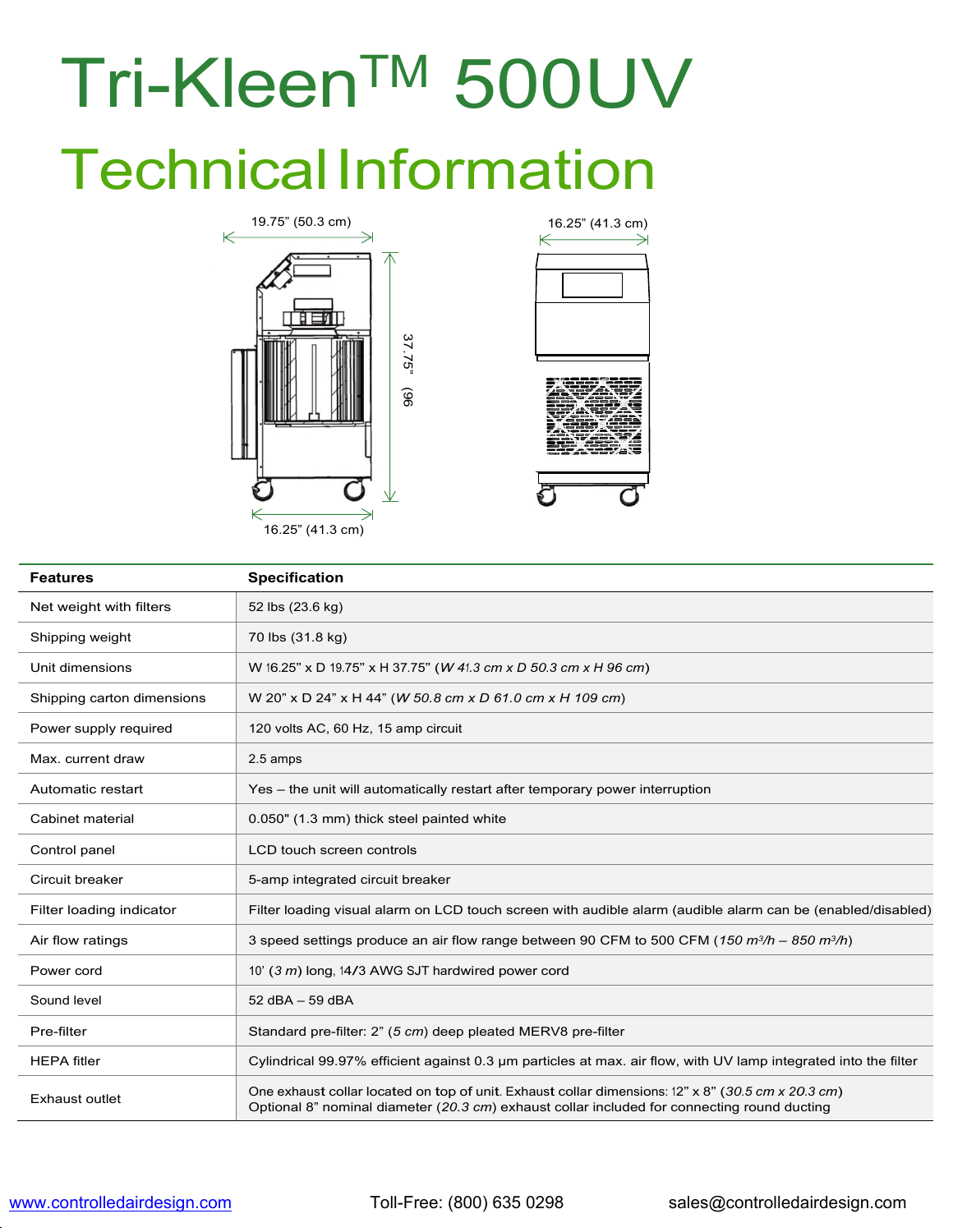# Tri-Kleen™ 500UV

## Technical Information

19.75" (50.3 cm)

37.75" (96

16.25" (41.3 cm)

16.25" (41.3 cm)

| Features | Specification |
|---|---|
| Net weight with filters | 52 lbs (23.6 kg) |
| Shipping weight | 70 lbs (31.8 kg) |
| Unit dimensions | W 16.25" x D 19.75" x H 37.75" (*W 41.3 cm x D 50.3 cm x H 96 cm*) |
| Shipping carton dimensions | W 20" x D 24" x H 44" (*W 50.8 cm x D 61.0 cm x H 109 cm*) |
| Power supply required | 120 volts AC, 60 Hz, 15 amp circuit |
| Max. current draw | 2.5 amps |
| Automatic restart | Yes – the unit will automatically restart after temporary power interruption |
| Cabinet material | 0.050" (1.3 mm) thick steel painted white |
| Control panel | LCD touch screen controls |
| Circuit breaker | 5-amp integrated circuit breaker |
| Filter loading indicator | Filter loading visual alarm on LCD touch screen with audible alarm (audible alarm can be (enabled/disabled) |
| Air flow ratings | 3 speed settings produce an air flow range between 90 CFM to 500 CFM (*150 $m^3/h$ – 850 $m^3/h$*) |
| Power cord | 10' (*3 m*) long, 14/3 AWG SJT hardwired power cord |
| Sound level | 52 dBA – 59 dBA |
| Pre-filter | Standard pre-filter: 2" (*5 cm*) deep pleated MERV8 pre-filter |
| HEPA fitler | Cylindrical 99.97% efficient against 0.3 μm particles at max. air flow, with UV lamp integrated into the filter |
| Exhaust outlet | One exhaust collar located on top of unit. Exhaust collar dimensions: 12" x 8" (*30.5 cm x 20.3 cm*) Optional 8" nominal diameter (*20.3 cm*) exhaust collar included for connecting round ducting |

www.controlledairdesign.com Toll-Free: (800) 635 0298 sales@controlledairdesign.com